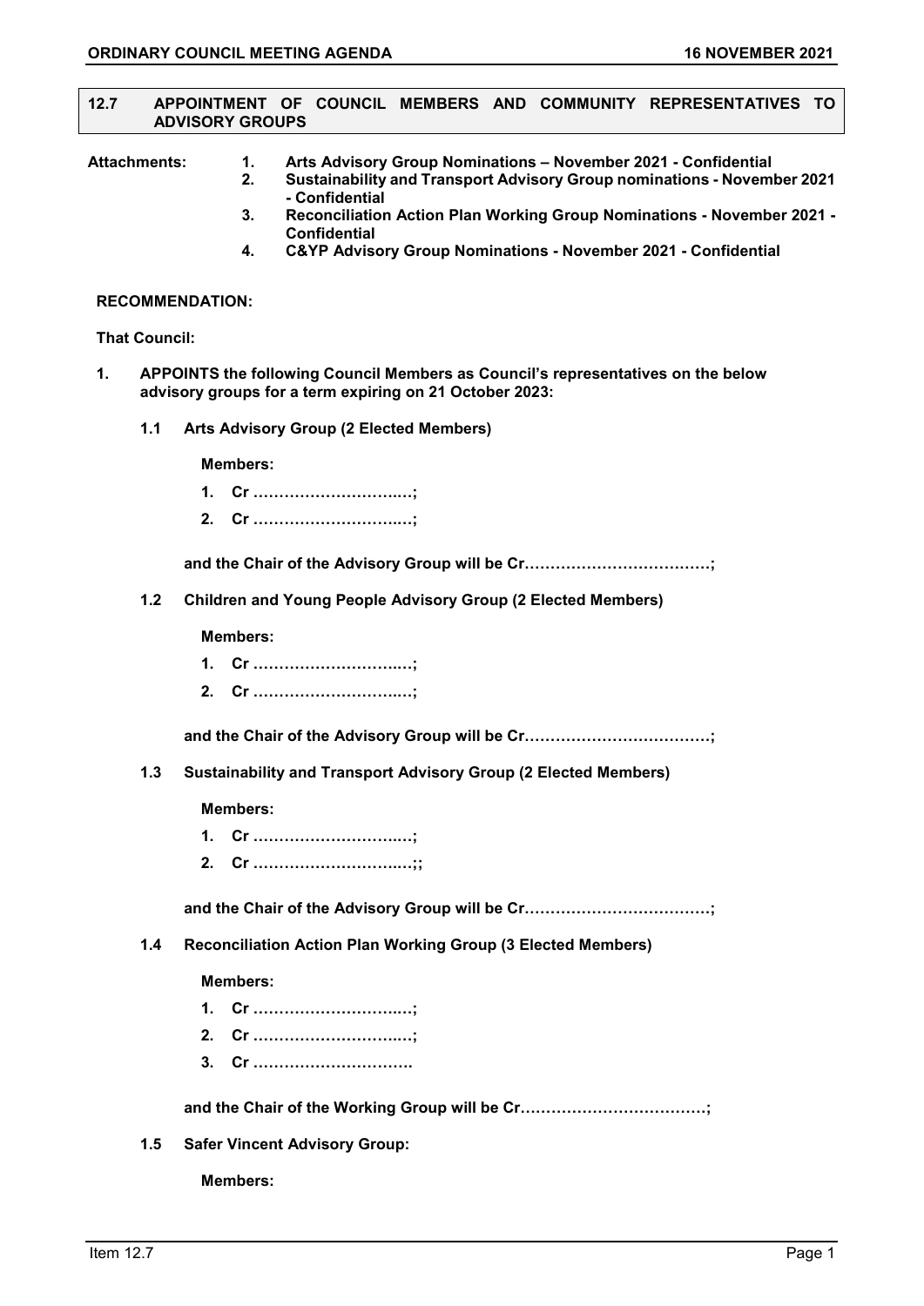## 12.7 APPOINTMENT OF COUNCIL MEMBERS AND COMMUNITY REPRESENTATIVES TO ADVISORY GROUPS

**Attachments:**

1. **Arts Advisory Group Nominations – November 2021 - Confidential**
2. **Sustainability and Transport Advisory Group nominations - November 2021 - Confidential**
3. **Reconciliation Action Plan Working Group Nominations - November 2021 - Confidential**
4. **C&YP Advisory Group Nominations - November 2021 - Confidential**

**RECOMMENDATION:**

**That Council:**

**1. APPOINTS the following Council Members as Council's representatives on the below advisory groups for a term expiring on 21 October 2023:**

**1.1 Arts Advisory Group (2 Elected Members)**

**Members:**

1. **Cr ………………………..;**
2. **Cr ………………………..;**

**and the Chair of the Advisory Group will be Cr………………………………;**

**1.2 Children and Young People Advisory Group (2 Elected Members)**

**Members:**

1. **Cr ………………………..;**
2. **Cr ………………………..;**

**and the Chair of the Advisory Group will be Cr………………………………;**

**1.3 Sustainability and Transport Advisory Group (2 Elected Members)**

**Members:**

1. **Cr ………………………..;**
2. **Cr ………………………..;;**

**and the Chair of the Advisory Group will be Cr………………………………;**

**1.4 Reconciliation Action Plan Working Group (3 Elected Members)**

**Members:**

1. **Cr ………………………..;**
2. **Cr ………………………..;**
3. **Cr ………………………….**

**and the Chair of the Working Group will be Cr………………………………;**

**1.5 Safer Vincent Advisory Group:**

**Members:**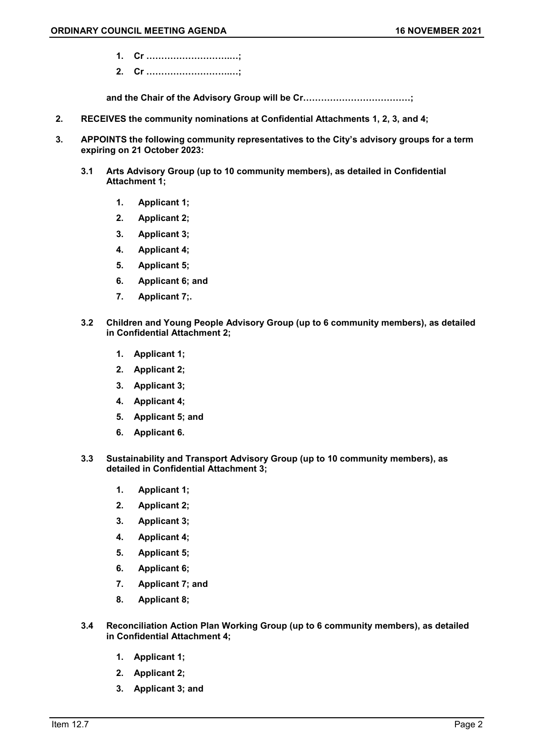1. **Cr ……………………..…;**
2. **Cr ……………………..…;**

**and the Chair of the Advisory Group will be Cr……………………………;**

2. **RECEIVES the community nominations at Confidential Attachments 1, 2, 3, and 4;**

3. **APPOINTS the following community representatives to the City's advisory groups for a term expiring on 21 October 2023:**

   **3.1 Arts Advisory Group (up to 10 community members), as detailed in Confidential Attachment 1;**

   1. **Applicant 1;**
   2. **Applicant 2;**
   3. **Applicant 3;**
   4. **Applicant 4;**
   5. **Applicant 5;**
   6. **Applicant 6; and**
   7. **Applicant 7;.**

   **3.2 Children and Young People Advisory Group (up to 6 community members), as detailed in Confidential Attachment 2;**

   1. **Applicant 1;**
   2. **Applicant 2;**
   3. **Applicant 3;**
   4. **Applicant 4;**
   5. **Applicant 5; and**
   6. **Applicant 6.**

   **3.3 Sustainability and Transport Advisory Group (up to 10 community members), as detailed in Confidential Attachment 3;**

   1. **Applicant 1;**
   2. **Applicant 2;**
   3. **Applicant 3;**
   4. **Applicant 4;**
   5. **Applicant 5;**
   6. **Applicant 6;**
   7. **Applicant 7; and**
   8. **Applicant 8;**

   **3.4 Reconciliation Action Plan Working Group (up to 6 community members), as detailed in Confidential Attachment 4;**

   1. **Applicant 1;**
   2. **Applicant 2;**
   3. **Applicant 3; and**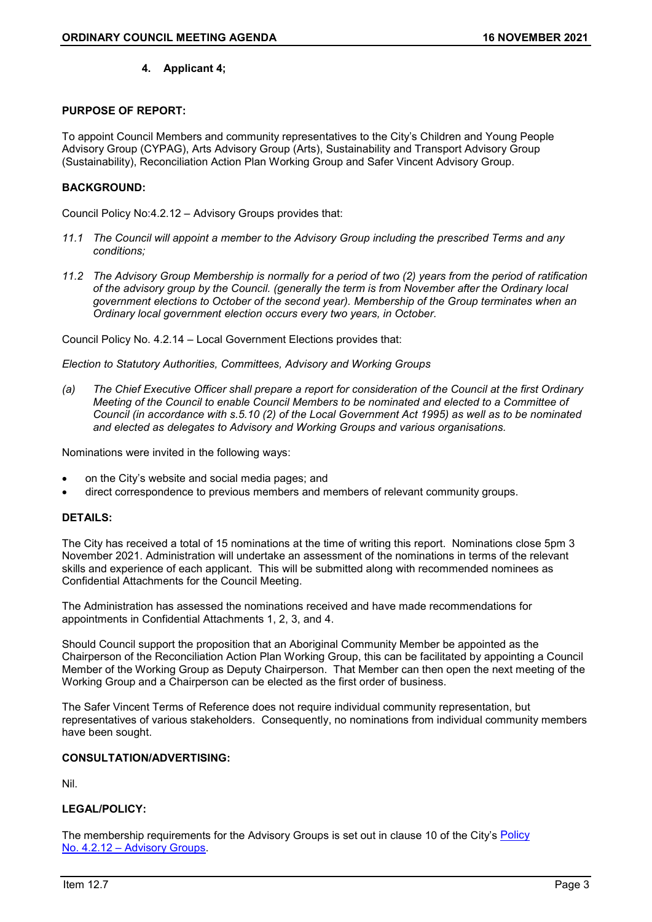**4. Applicant 4;**

**PURPOSE OF REPORT:**

To appoint Council Members and community representatives to the City's Children and Young People Advisory Group (CYPAG), Arts Advisory Group (Arts), Sustainability and Transport Advisory Group (Sustainability), Reconciliation Action Plan Working Group and Safer Vincent Advisory Group.

**BACKGROUND:**

Council Policy No:4.2.12 – Advisory Groups provides that:

*11.1 The Council will appoint a member to the Advisory Group including the prescribed Terms and any conditions;*

*11.2 The Advisory Group Membership is normally for a period of two (2) years from the period of ratification of the advisory group by the Council. (generally the term is from November after the Ordinary local government elections to October of the second year). Membership of the Group terminates when an Ordinary local government election occurs every two years, in October.*

Council Policy No. 4.2.14 – Local Government Elections provides that:

*Election to Statutory Authorities, Committees, Advisory and Working Groups*

*(a) The Chief Executive Officer shall prepare a report for consideration of the Council at the first Ordinary Meeting of the Council to enable Council Members to be nominated and elected to a Committee of Council (in accordance with s.5.10 (2) of the Local Government Act 1995) as well as to be nominated and elected as delegates to Advisory and Working Groups and various organisations.*

Nominations were invited in the following ways:

- on the City's website and social media pages; and
- direct correspondence to previous members and members of relevant community groups.

**DETAILS:**

The City has received a total of 15 nominations at the time of writing this report. Nominations close 5pm 3 November 2021. Administration will undertake an assessment of the nominations in terms of the relevant skills and experience of each applicant. This will be submitted along with recommended nominees as Confidential Attachments for the Council Meeting.

The Administration has assessed the nominations received and have made recommendations for appointments in Confidential Attachments 1, 2, 3, and 4.

Should Council support the proposition that an Aboriginal Community Member be appointed as the Chairperson of the Reconciliation Action Plan Working Group, this can be facilitated by appointing a Council Member of the Working Group as Deputy Chairperson. That Member can then open the next meeting of the Working Group and a Chairperson can be elected as the first order of business.

The Safer Vincent Terms of Reference does not require individual community representation, but representatives of various stakeholders. Consequently, no nominations from individual community members have been sought.

**CONSULTATION/ADVERTISING:**

Nil.

**LEGAL/POLICY:**

The membership requirements for the Advisory Groups is set out in clause 10 of the City's Policy No. 4.2.12 – Advisory Groups.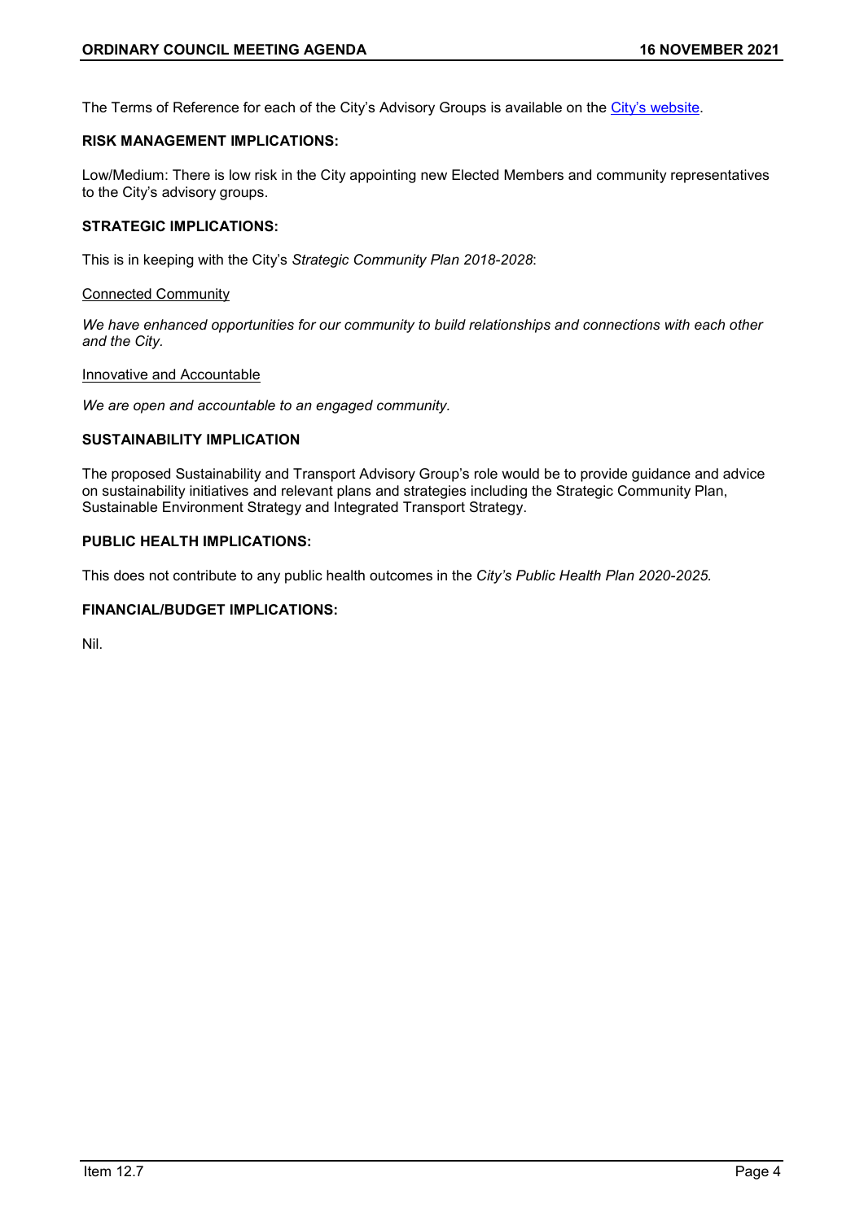The Terms of Reference for each of the City's Advisory Groups is available on the [City's website].

**RISK MANAGEMENT IMPLICATIONS:**

Low/Medium: There is low risk in the City appointing new Elected Members and community representatives to the City's advisory groups.

**STRATEGIC IMPLICATIONS:**

This is in keeping with the City's *Strategic Community Plan 2018-2028*:

<u>Connected Community</u>

*We have enhanced opportunities for our community to build relationships and connections with each other and the City.*

<u>Innovative and Accountable</u>

*We are open and accountable to an engaged community.*

**SUSTAINABILITY IMPLICATION**

The proposed Sustainability and Transport Advisory Group's role would be to provide guidance and advice on sustainability initiatives and relevant plans and strategies including the Strategic Community Plan, Sustainable Environment Strategy and Integrated Transport Strategy.

**PUBLIC HEALTH IMPLICATIONS:**

This does not contribute to any public health outcomes in the *City's Public Health Plan 2020-2025.*

**FINANCIAL/BUDGET IMPLICATIONS:**

Nil.